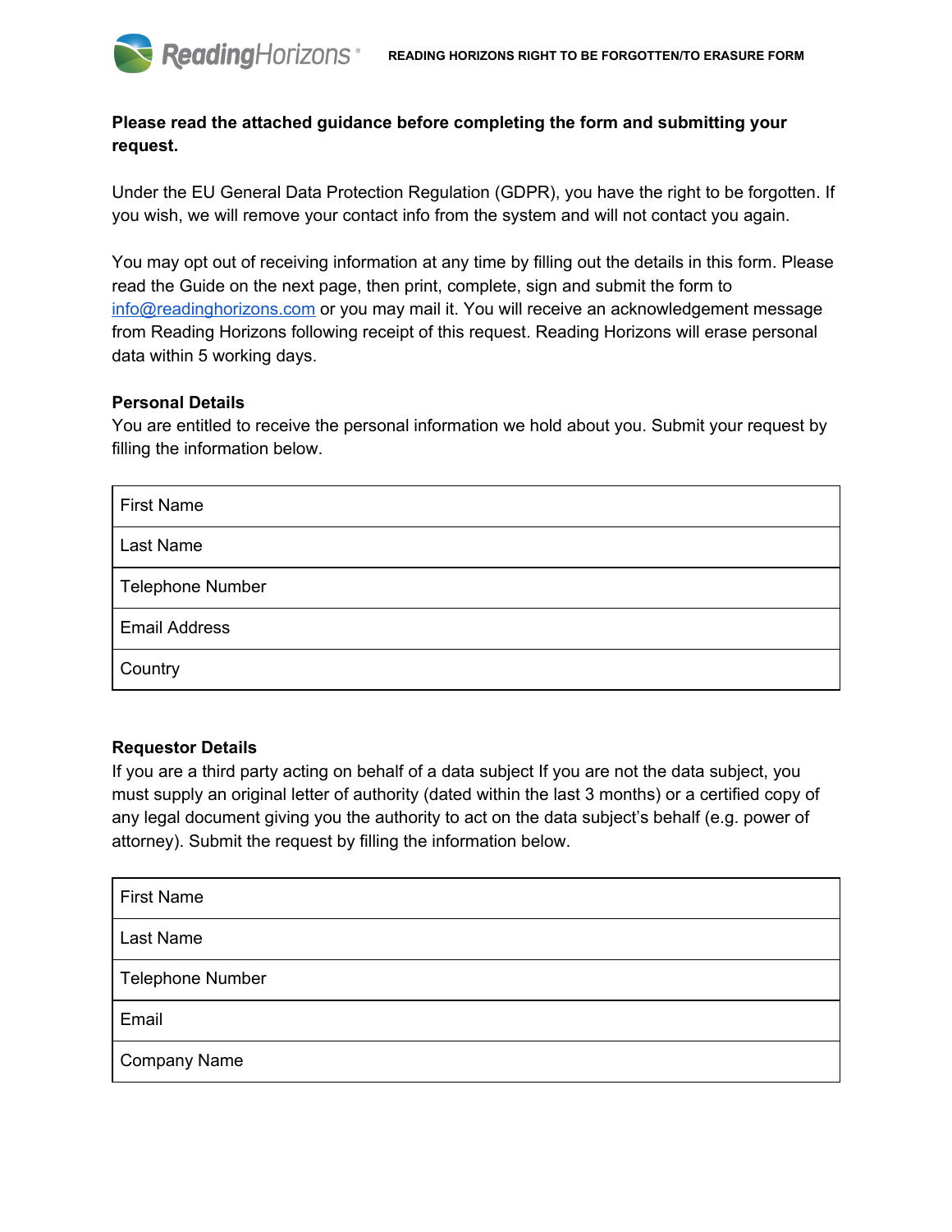# READING HORIZONS RIGHT TO BE FORGOTTEN/TO ERASURE FORM

**Please read the attached guidance before completing the form and submitting your request.**

Under the EU General Data Protection Regulation (GDPR), you have the right to be forgotten. If you wish, we will remove your contact info from the system and will not contact you again.

You may opt out of receiving information at any time by filling out the details in this form. Please read the Guide on the next page, then print, complete, sign and submit the form to info@readinghorizons.com or you may mail it. You will receive an acknowledgement message from Reading Horizons following receipt of this request. Reading Horizons will erase personal data within 5 working days.

**Personal Details**

You are entitled to receive the personal information we hold about you. Submit your request by filling the information below.

| First Name |
|---|
| Last Name |
| Telephone Number |
| Email Address |
| Country |

**Requestor Details**

If you are a third party acting on behalf of a data subject If you are not the data subject, you must supply an original letter of authority (dated within the last 3 months) or a certified copy of any legal document giving you the authority to act on the data subject's behalf (e.g. power of attorney). Submit the request by filling the information below.

| First Name |
|---|
| Last Name |
| Telephone Number |
| Email |
| Company Name |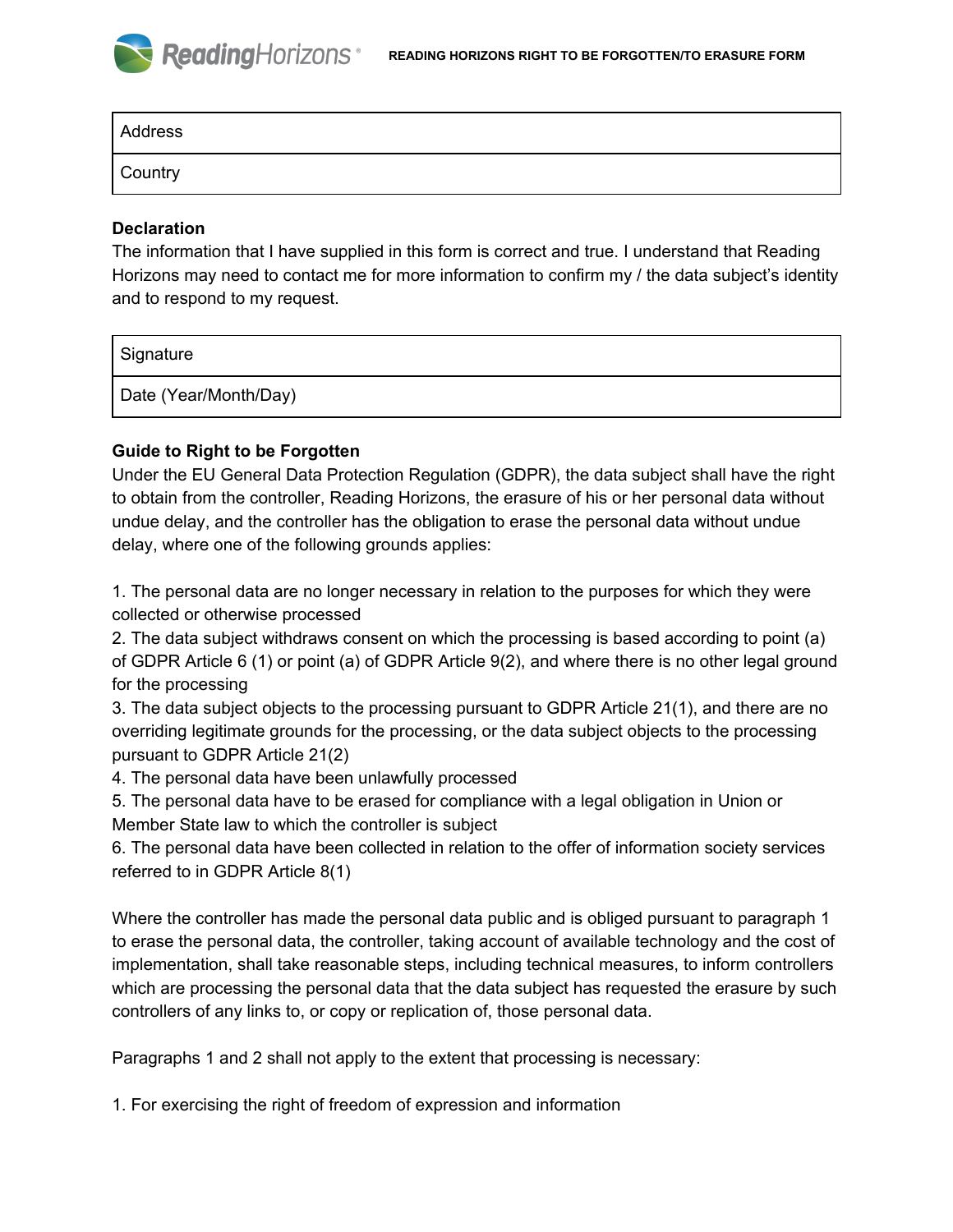| Address |
| --- |
| Country |

**Declaration**
The information that I have supplied in this form is correct and true. I understand that Reading Horizons may need to contact me for more information to confirm my / the data subject's identity and to respond to my request.

| Signature |
| --- |
| Date (Year/Month/Day) |

**Guide to Right to be Forgotten**
Under the EU General Data Protection Regulation (GDPR), the data subject shall have the right to obtain from the controller, Reading Horizons, the erasure of his or her personal data without undue delay, and the controller has the obligation to erase the personal data without undue delay, where one of the following grounds applies:

1. The personal data are no longer necessary in relation to the purposes for which they were collected or otherwise processed
2. The data subject withdraws consent on which the processing is based according to point (a) of GDPR Article 6 (1) or point (a) of GDPR Article 9(2), and where there is no other legal ground for the processing
3. The data subject objects to the processing pursuant to GDPR Article 21(1), and there are no overriding legitimate grounds for the processing, or the data subject objects to the processing pursuant to GDPR Article 21(2)
4. The personal data have been unlawfully processed
5. The personal data have to be erased for compliance with a legal obligation in Union or Member State law to which the controller is subject
6. The personal data have been collected in relation to the offer of information society services referred to in GDPR Article 8(1)

Where the controller has made the personal data public and is obliged pursuant to paragraph 1 to erase the personal data, the controller, taking account of available technology and the cost of implementation, shall take reasonable steps, including technical measures, to inform controllers which are processing the personal data that the data subject has requested the erasure by such controllers of any links to, or copy or replication of, those personal data.

Paragraphs 1 and 2 shall not apply to the extent that processing is necessary:

1. For exercising the right of freedom of expression and information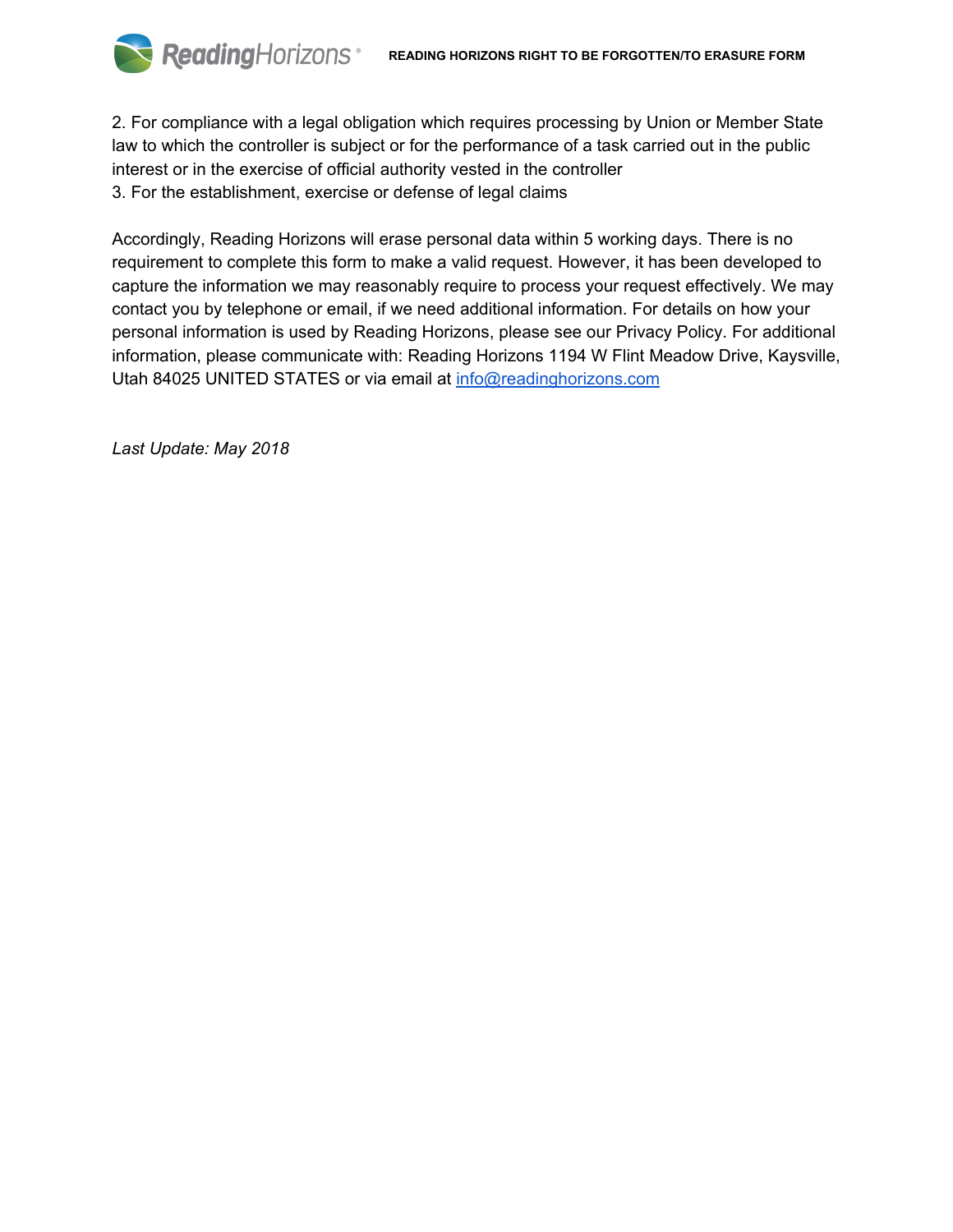2. For compliance with a legal obligation which requires processing by Union or Member State law to which the controller is subject or for the performance of a task carried out in the public interest or in the exercise of official authority vested in the controller
3. For the establishment, exercise or defense of legal claims

Accordingly, Reading Horizons will erase personal data within 5 working days. There is no requirement to complete this form to make a valid request. However, it has been developed to capture the information we may reasonably require to process your request effectively. We may contact you by telephone or email, if we need additional information. For details on how your personal information is used by Reading Horizons, please see our Privacy Policy. For additional information, please communicate with: Reading Horizons 1194 W Flint Meadow Drive, Kaysville, Utah 84025 UNITED STATES or via email at info@readinghorizons.com

*Last Update: May 2018*